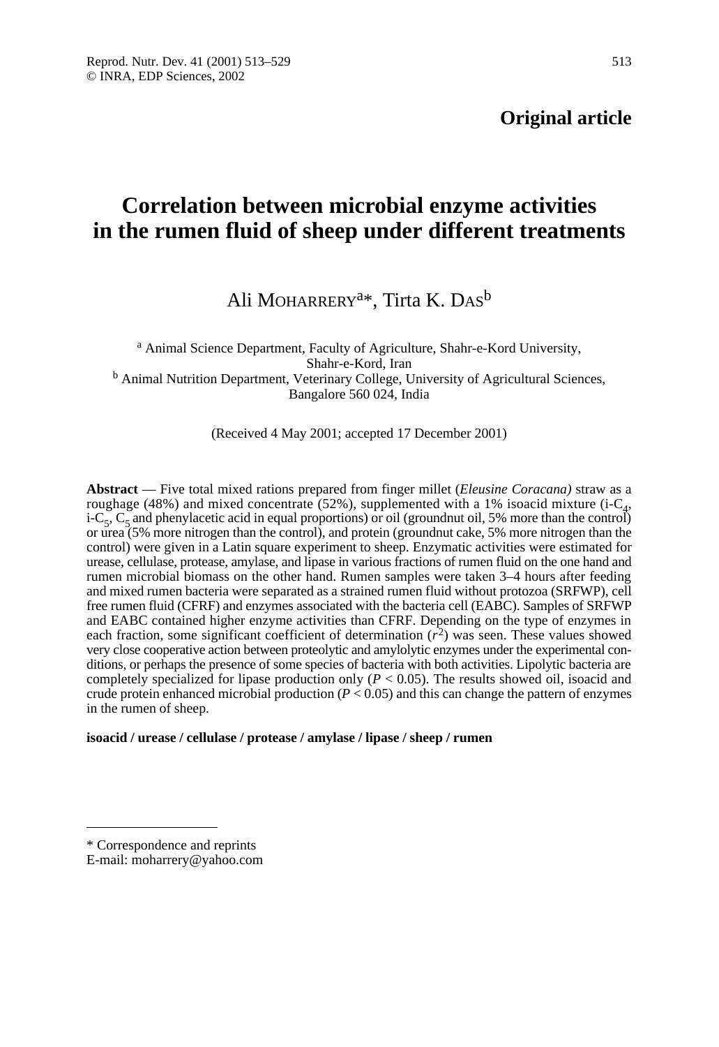**Original article**

# Correlation between microbial enzyme activities in the rumen fluid of sheep under different treatments

Ali MOHARRERY[a]*, Tirta K. DAS[b]

[a] Animal Science Department, Faculty of Agriculture, Shahr-e-Kord University, Shahr-e-Kord, Iran

[b] Animal Nutrition Department, Veterinary College, University of Agricultural Sciences, Bangalore 560 024, India

(Received 4 May 2001; accepted 17 December 2001)

**Abstract** — Five total mixed rations prepared from finger millet (*Eleusine Coracana)* straw as a roughage (48%) and mixed concentrate (52%), supplemented with a 1% isoacid mixture (i-$C_4$, i-$C_5$, $C_5$ and phenylacetic acid in equal proportions) or oil (groundnut oil, 5% more than the control) or urea (5% more nitrogen than the control), and protein (groundnut cake, 5% more nitrogen than the control) were given in a Latin square experiment to sheep. Enzymatic activities were estimated for urease, cellulase, protease, amylase, and lipase in various fractions of rumen fluid on the one hand and rumen microbial biomass on the other hand. Rumen samples were taken 3–4 hours after feeding and mixed rumen bacteria were separated as a strained rumen fluid without protozoa (SRFWP), cell free rumen fluid (CFRF) and enzymes associated with the bacteria cell (EABC). Samples of SRFWP and EABC contained higher enzyme activities than CFRF. Depending on the type of enzymes in each fraction, some significant coefficient of determination ($r^2$) was seen. These values showed very close cooperative action between proteolytic and amylolytic enzymes under the experimental conditions, or perhaps the presence of some species of bacteria with both activities. Lipolytic bacteria are completely specialized for lipase production only ($P < 0.05$). The results showed oil, isoacid and crude protein enhanced microbial production ($P < 0.05$) and this can change the pattern of enzymes in the rumen of sheep.

**isoacid / urease / cellulase / protease / amylase / lipase / sheep / rumen**

---

* Correspondence and reprints
E-mail: moharrery@yahoo.com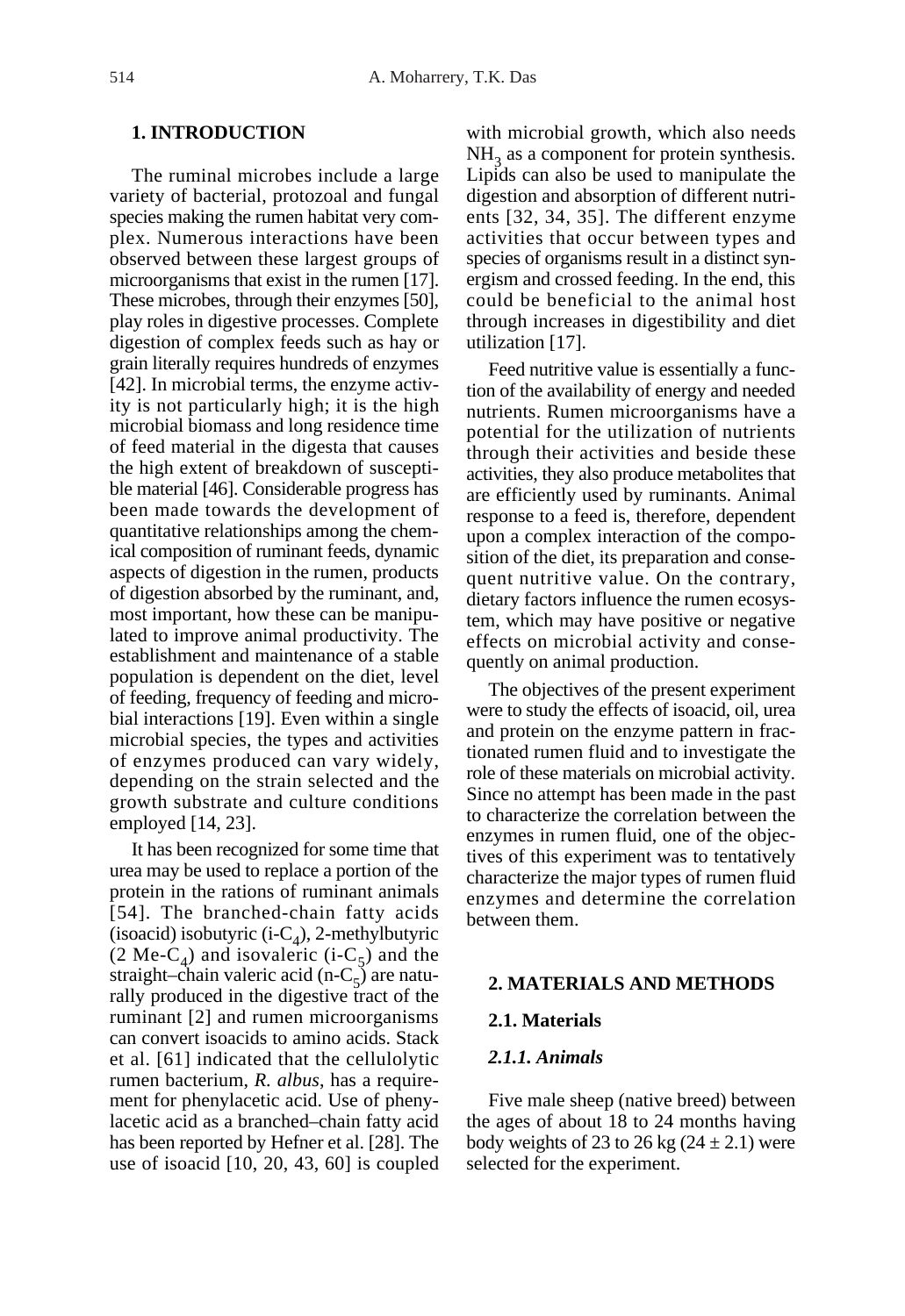## 1. INTRODUCTION

The ruminal microbes include a large variety of bacterial, protozoal and fungal species making the rumen habitat very complex. Numerous interactions have been observed between these largest groups of microorganisms that exist in the rumen [17]. These microbes, through their enzymes [50], play roles in digestive processes. Complete digestion of complex feeds such as hay or grain literally requires hundreds of enzymes [42]. In microbial terms, the enzyme activity is not particularly high; it is the high microbial biomass and long residence time of feed material in the digesta that causes the high extent of breakdown of susceptible material [46]. Considerable progress has been made towards the development of quantitative relationships among the chemical composition of ruminant feeds, dynamic aspects of digestion in the rumen, products of digestion absorbed by the ruminant, and, most important, how these can be manipulated to improve animal productivity. The establishment and maintenance of a stable population is dependent on the diet, level of feeding, frequency of feeding and microbial interactions [19]. Even within a single microbial species, the types and activities of enzymes produced can vary widely, depending on the strain selected and the growth substrate and culture conditions employed [14, 23].

It has been recognized for some time that urea may be used to replace a portion of the protein in the rations of ruminant animals [54]. The branched-chain fatty acids (isoacid) isobutyric (i-$C_4$), 2-methylbutyric (2 Me-$C_4$) and isovaleric (i-$C_5$) and the straight–chain valeric acid (n-$C_5$) are naturally produced in the digestive tract of the ruminant [2] and rumen microorganisms can convert isoacids to amino acids. Stack et al. [61] indicated that the cellulolytic rumen bacterium, *R. albus*, has a requirement for phenylacetic acid. Use of phenylacetic acid as a branched–chain fatty acid has been reported by Hefner et al. [28]. The use of isoacid [10, 20, 43, 60] is coupled with microbial growth, which also needs $NH_3$ as a component for protein synthesis. Lipids can also be used to manipulate the digestion and absorption of different nutrients [32, 34, 35]. The different enzyme activities that occur between types and species of organisms result in a distinct synergism and crossed feeding. In the end, this could be beneficial to the animal host through increases in digestibility and diet utilization [17].

Feed nutritive value is essentially a function of the availability of energy and needed nutrients. Rumen microorganisms have a potential for the utilization of nutrients through their activities and beside these activities, they also produce metabolites that are efficiently used by ruminants. Animal response to a feed is, therefore, dependent upon a complex interaction of the composition of the diet, its preparation and consequent nutritive value. On the contrary, dietary factors influence the rumen ecosystem, which may have positive or negative effects on microbial activity and consequently on animal production.

The objectives of the present experiment were to study the effects of isoacid, oil, urea and protein on the enzyme pattern in fractionated rumen fluid and to investigate the role of these materials on microbial activity. Since no attempt has been made in the past to characterize the correlation between the enzymes in rumen fluid, one of the objectives of this experiment was to tentatively characterize the major types of rumen fluid enzymes and determine the correlation between them.

## 2. MATERIALS AND METHODS

### 2.1. Materials

#### *2.1.1. Animals*

Five male sheep (native breed) between the ages of about 18 to 24 months having body weights of 23 to 26 kg (24 ± 2.1) were selected for the experiment.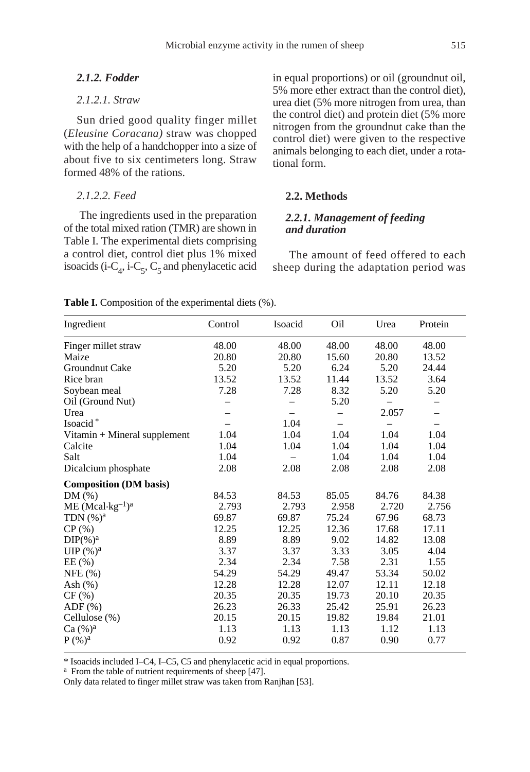### *2.1.2. Fodder*

*2.1.2.1. Straw*

Sun dried good quality finger millet (*Eleusine Coracana)* straw was chopped with the help of a handchopper into a size of about five to six centimeters long. Straw formed 48% of the rations.

*2.1.2.2. Feed*

The ingredients used in the preparation of the total mixed ration (TMR) are shown in Table I. The experimental diets comprising a control diet, control diet plus 1% mixed isoacids (i-$C_4$, i-$C_5$, $C_5$ and phenylacetic acid in equal proportions) or oil (groundnut oil, 5% more ether extract than the control diet), urea diet (5% more nitrogen from urea, than the control diet) and protein diet (5% more nitrogen from the groundnut cake than the control diet) were given to the respective animals belonging to each diet, under a rotational form.

**Table I.** Composition of the experimental diets (%).

| Ingredient | Control | Isoacid | Oil | Urea | Protein |
|---|---|---|---|---|---|
| Finger millet straw | 48.00 | 48.00 | 48.00 | 48.00 | 48.00 |
| Maize | 20.80 | 20.80 | 15.60 | 20.80 | 13.52 |
| Groundnut Cake | 5.20 | 5.20 | 6.24 | 5.20 | 24.44 |
| Rice bran | 13.52 | 13.52 | 11.44 | 13.52 | 3.64 |
| Soybean meal | 7.28 | 7.28 | 8.32 | 5.20 | 5.20 |
| Oil (Ground Nut) | – | – | 5.20 | – | – |
| Urea | – | – | – | 2.057 | – |
| Isoacid * | – | 1.04 | – | – | – |
| Vitamin + Mineral supplement | 1.04 | 1.04 | 1.04 | 1.04 | 1.04 |
| Calcite | 1.04 | 1.04 | 1.04 | 1.04 | 1.04 |
| Salt | 1.04 | – | 1.04 | 1.04 | 1.04 |
| Dicalcium phosphate | 2.08 | 2.08 | 2.08 | 2.08 | 2.08 |
| **Composition (DM basis)** | | | | | |
| DM (%) | 84.53 | 84.53 | 85.05 | 84.76 | 84.38 |
| ME ($Mcal \cdot kg^{-1}$)[a] | 2.793 | 2.793 | 2.958 | 2.720 | 2.756 |
| TDN (%)[a] | 69.87 | 69.87 | 75.24 | 67.96 | 68.73 |
| CP (%) | 12.25 | 12.25 | 12.36 | 17.68 | 17.11 |
| DIP(%)[a] | 8.89 | 8.89 | 9.02 | 14.82 | 13.08 |
| UIP (%)[a] | 3.37 | 3.37 | 3.33 | 3.05 | 4.04 |
| EE (%) | 2.34 | 2.34 | 7.58 | 2.31 | 1.55 |
| NFE (%) | 54.29 | 54.29 | 49.47 | 53.34 | 50.02 |
| Ash (%) | 12.28 | 12.28 | 12.07 | 12.11 | 12.18 |
| CF (%) | 20.35 | 20.35 | 19.73 | 20.10 | 20.35 |
| ADF (%) | 26.23 | 26.33 | 25.42 | 25.91 | 26.23 |
| Cellulose (%) | 20.15 | 20.15 | 19.82 | 19.84 | 21.01 |
| Ca (%)[a] | 1.13 | 1.13 | 1.13 | 1.12 | 1.13 |
| P (%)[a] | 0.92 | 0.92 | 0.87 | 0.90 | 0.77 |

\* Isoacids included I–C4, I–C5, C5 and phenylacetic acid in equal proportions.
[a] From the table of nutrient requirements of sheep [47].
Only data related to finger millet straw was taken from Ranjhan [53].

## 2.2. Methods

### *2.2.1. Management of feeding and duration*

The amount of feed offered to each sheep during the adaptation period was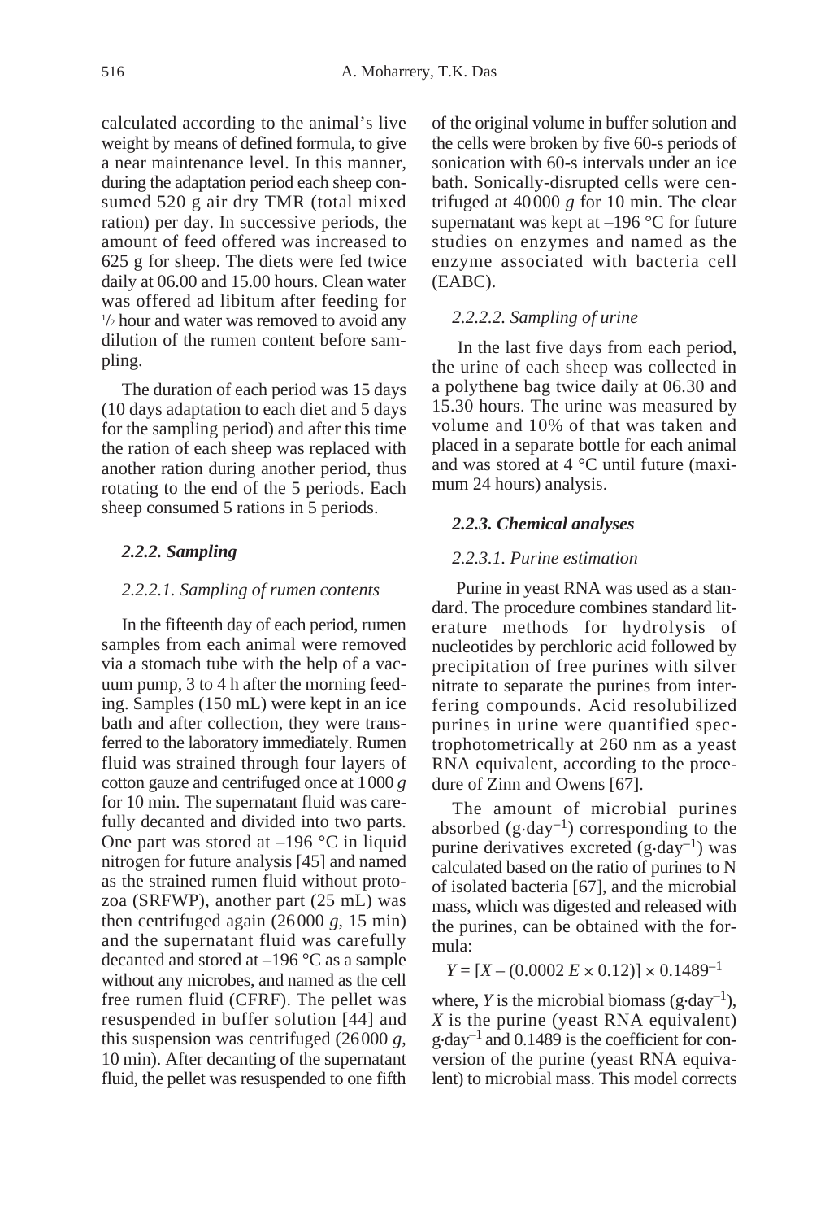calculated according to the animal's live weight by means of defined formula, to give a near maintenance level. In this manner, during the adaptation period each sheep consumed 520 g air dry TMR (total mixed ration) per day. In successive periods, the amount of feed offered was increased to 625 g for sheep. The diets were fed twice daily at 06.00 and 15.00 hours. Clean water was offered ad libitum after feeding for $^1/_2$ hour and water was removed to avoid any dilution of the rumen content before sampling.

The duration of each period was 15 days (10 days adaptation to each diet and 5 days for the sampling period) and after this time the ration of each sheep was replaced with another ration during another period, thus rotating to the end of the 5 periods. Each sheep consumed 5 rations in 5 periods.

#### *2.2.2. Sampling*

##### *2.2.2.1. Sampling of rumen contents*

In the fifteenth day of each period, rumen samples from each animal were removed via a stomach tube with the help of a vacuum pump, 3 to 4 h after the morning feeding. Samples (150 mL) were kept in an ice bath and after collection, they were transferred to the laboratory immediately. Rumen fluid was strained through four layers of cotton gauze and centrifuged once at 1000 *g* for 10 min. The supernatant fluid was carefully decanted and divided into two parts. One part was stored at –196 °C in liquid nitrogen for future analysis [45] and named as the strained rumen fluid without protozoa (SRFWP), another part (25 mL) was then centrifuged again (26000 *g*, 15 min) and the supernatant fluid was carefully decanted and stored at –196 °C as a sample without any microbes, and named as the cell free rumen fluid (CFRF). The pellet was resuspended in buffer solution [44] and this suspension was centrifuged (26000 *g*, 10 min). After decanting of the supernatant fluid, the pellet was resuspended to one fifth of the original volume in buffer solution and the cells were broken by five 60-s periods of sonication with 60-s intervals under an ice bath. Sonically-disrupted cells were centrifuged at 40000 *g* for 10 min. The clear supernatant was kept at –196 °C for future studies on enzymes and named as the enzyme associated with bacteria cell (EABC).

##### *2.2.2.2. Sampling of urine*

In the last five days from each period, the urine of each sheep was collected in a polythene bag twice daily at 06.30 and 15.30 hours. The urine was measured by volume and 10% of that was taken and placed in a separate bottle for each animal and was stored at 4 °C until future (maximum 24 hours) analysis.

#### ***2.2.3. Chemical analyses***

##### *2.2.3.1. Purine estimation*

Purine in yeast RNA was used as a standard. The procedure combines standard literature methods for hydrolysis of nucleotides by perchloric acid followed by precipitation of free purines with silver nitrate to separate the purines from interfering compounds. Acid resolubilized purines in urine were quantified spectrophotometrically at 260 nm as a yeast RNA equivalent, according to the procedure of Zinn and Owens [67].

The amount of microbial purines absorbed ($g \cdot day^{-1}$) corresponding to the purine derivatives excreted ($g \cdot day^{-1}$) was calculated based on the ratio of purines to N of isolated bacteria [67], and the microbial mass, which was digested and released with the purines, can be obtained with the formula:

$$Y = [X - (0.0002\ E \times 0.12)] \times 0.1489^{-1}$$

where, $Y$ is the microbial biomass ($g \cdot day^{-1}$), $X$ is the purine (yeast RNA equivalent) $g \cdot day^{-1}$ and 0.1489 is the coefficient for conversion of the purine (yeast RNA equivalent) to microbial mass. This model corrects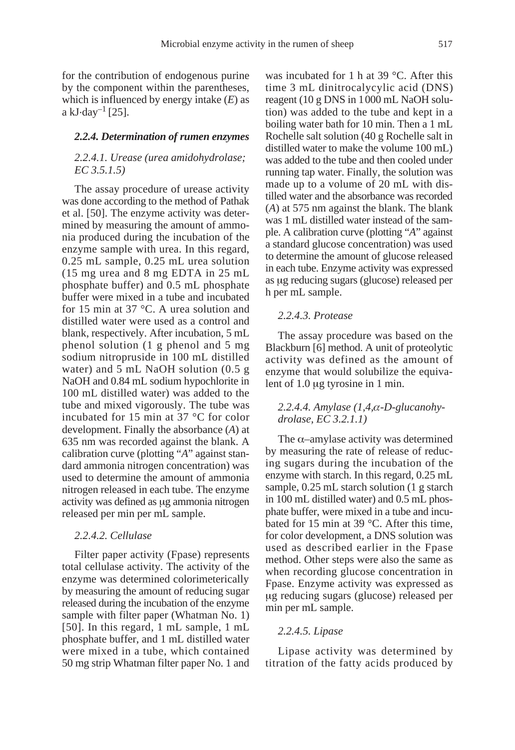for the contribution of endogenous purine by the component within the parentheses, which is influenced by energy intake ($E$) as a kJ·day$^{-1}$ [25].

#### *2.2.4. Determination of rumen enzymes*

##### *2.2.4.1. Urease (urea amidohydrolase; EC 3.5.1.5)*

The assay procedure of urease activity was done according to the method of Pathak et al. [50]. The enzyme activity was determined by measuring the amount of ammonia produced during the incubation of the enzyme sample with urea. In this regard, 0.25 mL sample, 0.25 mL urea solution (15 mg urea and 8 mg EDTA in 25 mL phosphate buffer) and 0.5 mL phosphate buffer were mixed in a tube and incubated for 15 min at 37 °C. A urea solution and distilled water were used as a control and blank, respectively. After incubation, 5 mL phenol solution (1 g phenol and 5 mg sodium nitropruside in 100 mL distilled water) and 5 mL NaOH solution (0.5 g NaOH and 0.84 mL sodium hypochlorite in 100 mL distilled water) was added to the tube and mixed vigorously. The tube was incubated for 15 min at 37 °C for color development. Finally the absorbance ($A$) at 635 nm was recorded against the blank. A calibration curve (plotting "$A$" against standard ammonia nitrogen concentration) was used to determine the amount of ammonia nitrogen released in each tube. The enzyme activity was defined as μg ammonia nitrogen released per min per mL sample.

##### *2.2.4.2. Cellulase*

Filter paper activity (Fpase) represents total cellulase activity. The activity of the enzyme was determined colorimeterically by measuring the amount of reducing sugar released during the incubation of the enzyme sample with filter paper (Whatman No. 1) [50]. In this regard, 1 mL sample, 1 mL phosphate buffer, and 1 mL distilled water were mixed in a tube, which contained 50 mg strip Whatman filter paper No. 1 and was incubated for 1 h at 39 °C. After this time 3 mL dinitrocalycylic acid (DNS) reagent (10 g DNS in 1000 mL NaOH solution) was added to the tube and kept in a boiling water bath for 10 min. Then a 1 mL Rochelle salt solution (40 g Rochelle salt in distilled water to make the volume 100 mL) was added to the tube and then cooled under running tap water. Finally, the solution was made up to a volume of 20 mL with distilled water and the absorbance was recorded ($A$) at 575 nm against the blank. The blank was 1 mL distilled water instead of the sample. A calibration curve (plotting "$A$" against a standard glucose concentration) was used to determine the amount of glucose released in each tube. Enzyme activity was expressed as μg reducing sugars (glucose) released per h per mL sample.

##### *2.2.4.3. Protease*

The assay procedure was based on the Blackburn [6] method. A unit of proteolytic activity was defined as the amount of enzyme that would solubilize the equivalent of 1.0 μg tyrosine in 1 min.

##### *2.2.4.4. Amylase (1,4,α-D-glucanohydrolase, EC 3.2.1.1)*

The α–amylase activity was determined by measuring the rate of release of reducing sugars during the incubation of the enzyme with starch. In this regard, 0.25 mL sample, 0.25 mL starch solution (1 g starch in 100 mL distilled water) and 0.5 mL phosphate buffer, were mixed in a tube and incubated for 15 min at 39 °C. After this time, for color development, a DNS solution was used as described earlier in the Fpase method. Other steps were also the same as when recording glucose concentration in Fpase. Enzyme activity was expressed as μg reducing sugars (glucose) released per min per mL sample.

##### *2.2.4.5. Lipase*

Lipase activity was determined by titration of the fatty acids produced by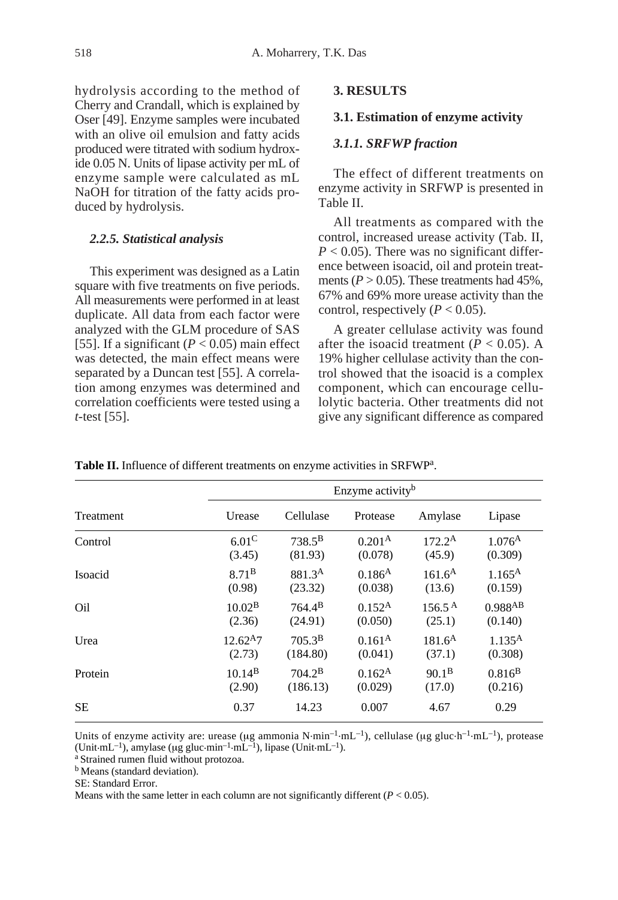hydrolysis according to the method of Cherry and Crandall, which is explained by Oser [49]. Enzyme samples were incubated with an olive oil emulsion and fatty acids produced were titrated with sodium hydroxide 0.05 N. Units of lipase activity per mL of enzyme sample were calculated as mL NaOH for titration of the fatty acids produced by hydrolysis.

#### *2.2.5. Statistical analysis*

This experiment was designed as a Latin square with five treatments on five periods. All measurements were performed in at least duplicate. All data from each factor were analyzed with the GLM procedure of SAS [55]. If a significant ($P < 0.05$) main effect was detected, the main effect means were separated by a Duncan test [55]. A correlation among enzymes was determined and correlation coefficients were tested using a *t*-test [55].

## 3. RESULTS

### 3.1. Estimation of enzyme activity

#### *3.1.1. SRFWP fraction*

The effect of different treatments on enzyme activity in SRFWP is presented in Table II.

All treatments as compared with the control, increased urease activity (Tab. II, $P < 0.05$). There was no significant difference between isoacid, oil and protein treatments ($P > 0.05$). These treatments had 45%, 67% and 69% more urease activity than the control, respectively ($P < 0.05$).

A greater cellulase activity was found after the isoacid treatment ($P < 0.05$). A 19% higher cellulase activity than the control showed that the isoacid is a complex component, which can encourage cellulolytic bacteria. Other treatments did not give any significant difference as compared

**Table II.** Influence of different treatments on enzyme activities in SRFWP[a].

| Treatment | Enzyme activity[b] | | | | |
|---|---|---|---|---|---|
| | Urease | Cellulase | Protease | Amylase | Lipase |
| Control | $6.01^{C}$ (3.45) | $738.5^{B}$ (81.93) | $0.201^{A}$ (0.078) | $172.2^{A}$ (45.9) | $1.076^{A}$ (0.309) |
| Isoacid | $8.71^{B}$ (0.98) | $881.3^{A}$ (23.32) | $0.186^{A}$ (0.038) | $161.6^{A}$ (13.6) | $1.165^{A}$ (0.159) |
| Oil | $10.02^{B}$ (2.36) | $764.4^{B}$ (24.91) | $0.152^{A}$ (0.050) | $156.5^{A}$ (25.1) | $0.988^{AB}$ (0.140) |
| Urea | $12.62^{A}$7 (2.73) | $705.3^{B}$ (184.80) | $0.161^{A}$ (0.041) | $181.6^{A}$ (37.1) | $1.135^{A}$ (0.308) |
| Protein | $10.14^{B}$ (2.90) | $704.2^{B}$ (186.13) | $0.162^{A}$ (0.029) | $90.1^{B}$ (17.0) | $0.816^{B}$ (0.216) |
| SE | 0.37 | 14.23 | 0.007 | 4.67 | 0.29 |

Units of enzyme activity are: urease (μg ammonia N·min$^{-1}$·mL$^{-1}$), cellulase (μg gluc·h$^{-1}$·mL$^{-1}$), protease (Unit·mL$^{-1}$), amylase (μg gluc·min$^{-1}$·mL$^{-1}$), lipase (Unit·mL$^{-1}$).
[a] Strained rumen fluid without protozoa.
[b] Means (standard deviation).
SE: Standard Error.
Means with the same letter in each column are not significantly different ($P < 0.05$).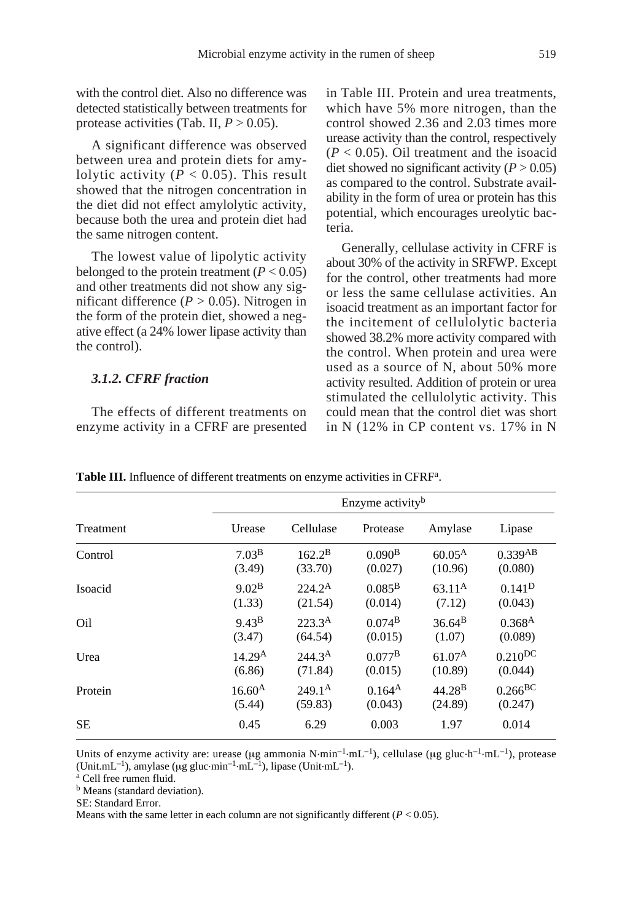with the control diet. Also no difference was detected statistically between treatments for protease activities (Tab. II, $P > 0.05$).

A significant difference was observed between urea and protein diets for amylolytic activity ($P < 0.05$). This result showed that the nitrogen concentration in the diet did not effect amylolytic activity, because both the urea and protein diet had the same nitrogen content.

The lowest value of lipolytic activity belonged to the protein treatment ($P < 0.05$) and other treatments did not show any significant difference ($P > 0.05$). Nitrogen in the form of the protein diet, showed a negative effect (a 24% lower lipase activity than the control).

### *3.1.2. CFRF fraction*

The effects of different treatments on enzyme activity in a CFRF are presented in Table III. Protein and urea treatments, which have 5% more nitrogen, than the control showed 2.36 and 2.03 times more urease activity than the control, respectively ($P < 0.05$). Oil treatment and the isoacid diet showed no significant activity ($P > 0.05$) as compared to the control. Substrate availability in the form of urea or protein has this potential, which encourages ureolytic bacteria.

Generally, cellulase activity in CFRF is about 30% of the activity in SRFWP. Except for the control, other treatments had more or less the same cellulase activities. An isoacid treatment as an important factor for the incitement of cellulolytic bacteria showed 38.2% more activity compared with the control. When protein and urea were used as a source of N, about 50% more activity resulted. Addition of protein or urea stimulated the cellulolytic activity. This could mean that the control diet was short in N (12% in CP content vs. 17% in N

**Table III.** Influence of different treatments on enzyme activities in CFRF[a].

| Treatment | Enzyme activity[b] | | | | |
|---|---|---|---|---|---|
| | Urease | Cellulase | Protease | Amylase | Lipase |
| Control | 7.03[B] (3.49) | 162.2[B] (33.70) | 0.090[B] (0.027) | 60.05[A] (10.96) | 0.339[AB] (0.080) |
| Isoacid | 9.02[B] (1.33) | 224.2[A] (21.54) | 0.085[B] (0.014) | 63.11[A] (7.12) | 0.141[D] (0.043) |
| Oil | 9.43[B] (3.47) | 223.3[A] (64.54) | 0.074[B] (0.015) | 36.64[B] (1.07) | 0.368[A] (0.089) |
| Urea | 14.29[A] (6.86) | 244.3[A] (71.84) | 0.077[B] (0.015) | 61.07[A] (10.89) | 0.210[DC] (0.044) |
| Protein | 16.60[A] (5.44) | 249.1[A] (59.83) | 0.164[A] (0.043) | 44.28[B] (24.89) | 0.266[BC] (0.247) |
| SE | 0.45 | 6.29 | 0.003 | 1.97 | 0.014 |

Units of enzyme activity are: urease (μg ammonia N·min$^{-1}$·mL$^{-1}$), cellulase (μg gluc·h$^{-1}$·mL$^{-1}$), protease (Unit.mL$^{-1}$), amylase (μg gluc·min$^{-1}$·mL$^{-1}$), lipase (Unit·mL$^{-1}$).

[a] Cell free rumen fluid.

[b] Means (standard deviation).

SE: Standard Error.

Means with the same letter in each column are not significantly different ($P < 0.05$).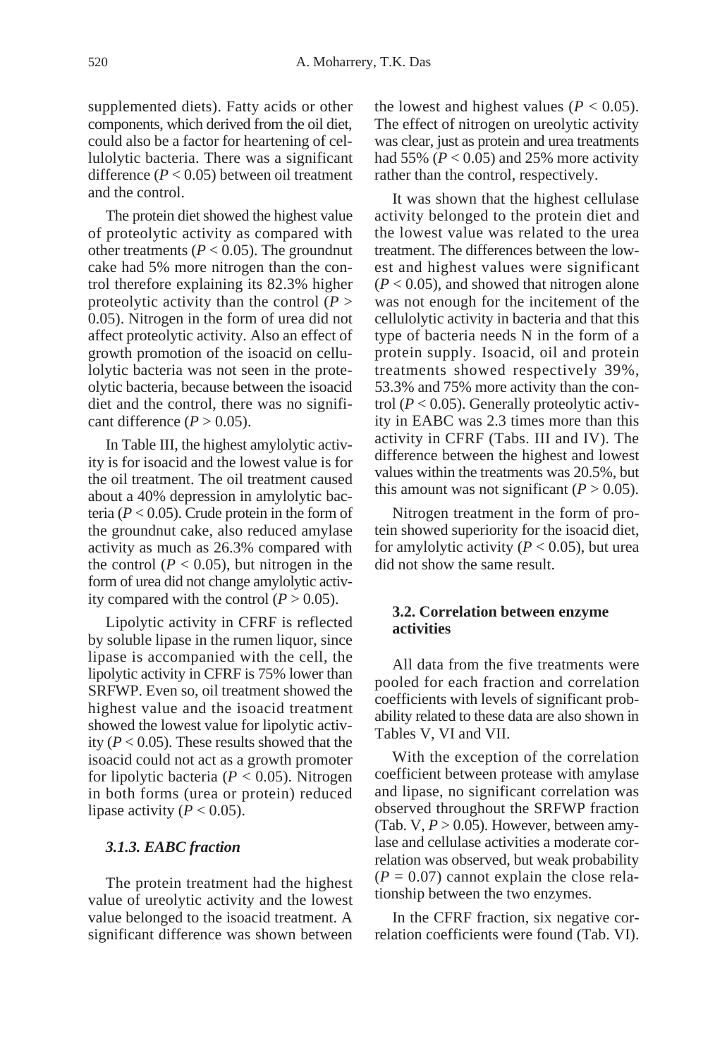supplemented diets). Fatty acids or other components, which derived from the oil diet, could also be a factor for heartening of cellulolytic bacteria. There was a significant difference ($P < 0.05$) between oil treatment and the control.

The protein diet showed the highest value of proteolytic activity as compared with other treatments ($P < 0.05$). The groundnut cake had 5% more nitrogen than the control therefore explaining its 82.3% higher proteolytic activity than the control ($P > 0.05$). Nitrogen in the form of urea did not affect proteolytic activity. Also an effect of growth promotion of the isoacid on cellulolytic bacteria was not seen in the proteolytic bacteria, because between the isoacid diet and the control, there was no significant difference ($P > 0.05$).

In Table III, the highest amylolytic activity is for isoacid and the lowest value is for the oil treatment. The oil treatment caused about a 40% depression in amylolytic bacteria ($P < 0.05$). Crude protein in the form of the groundnut cake, also reduced amylase activity as much as 26.3% compared with the control ($P < 0.05$), but nitrogen in the form of urea did not change amylolytic activity compared with the control ($P > 0.05$).

Lipolytic activity in CFRF is reflected by soluble lipase in the rumen liquor, since lipase is accompanied with the cell, the lipolytic activity in CFRF is 75% lower than SRFWP. Even so, oil treatment showed the highest value and the isoacid treatment showed the lowest value for lipolytic activity ($P < 0.05$). These results showed that the isoacid could not act as a growth promoter for lipolytic bacteria ($P < 0.05$). Nitrogen in both forms (urea or protein) reduced lipase activity ($P < 0.05$).

### *3.1.3. EABC fraction*

The protein treatment had the highest value of ureolytic activity and the lowest value belonged to the isoacid treatment. A significant difference was shown between the lowest and highest values ($P < 0.05$). The effect of nitrogen on ureolytic activity was clear, just as protein and urea treatments had 55% ($P < 0.05$) and 25% more activity rather than the control, respectively.

It was shown that the highest cellulase activity belonged to the protein diet and the lowest value was related to the urea treatment. The differences between the lowest and highest values were significant ($P < 0.05$), and showed that nitrogen alone was not enough for the incitement of the cellulolytic activity in bacteria and that this type of bacteria needs N in the form of a protein supply. Isoacid, oil and protein treatments showed respectively 39%, 53.3% and 75% more activity than the control ($P < 0.05$). Generally proteolytic activity in EABC was 2.3 times more than this activity in CFRF (Tabs. III and IV). The difference between the highest and lowest values within the treatments was 20.5%, but this amount was not significant ($P > 0.05$).

Nitrogen treatment in the form of protein showed superiority for the isoacid diet, for amylolytic activity ($P < 0.05$), but urea did not show the same result.

### **3.2. Correlation between enzyme activities**

All data from the five treatments were pooled for each fraction and correlation coefficients with levels of significant probability related to these data are also shown in Tables V, VI and VII.

With the exception of the correlation coefficient between protease with amylase and lipase, no significant correlation was observed throughout the SRFWP fraction (Tab. V, $P > 0.05$). However, between amylase and cellulase activities a moderate correlation was observed, but weak probability ($P = 0.07$) cannot explain the close relationship between the two enzymes.

In the CFRF fraction, six negative correlation coefficients were found (Tab. VI).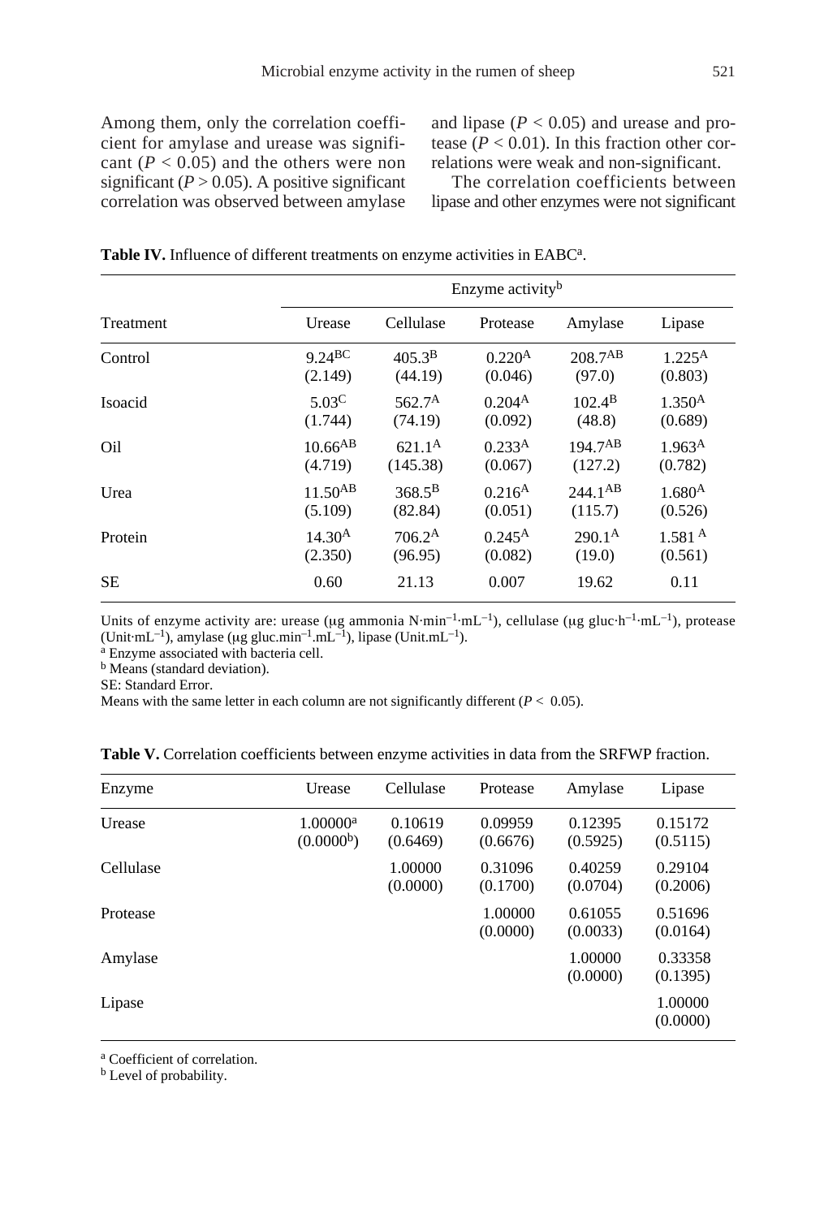Among them, only the correlation coefficient for amylase and urease was significant ($P < 0.05$) and the others were non significant ($P > 0.05$). A positive significant correlation was observed between amylase and lipase ($P < 0.05$) and urease and protease ($P < 0.01$). In this fraction other correlations were weak and non-significant.

The correlation coefficients between lipase and other enzymes were not significant

**Table IV.** Influence of different treatments on enzyme activities in EABC[a].

| Treatment | Enzyme activity[b] | | | | |
|---|---|---|---|---|---|
| | Urease | Cellulase | Protease | Amylase | Lipase |
| Control | $9.24^{BC}$ (2.149) | $405.3^{B}$ (44.19) | $0.220^{A}$ (0.046) | $208.7^{AB}$ (97.0) | $1.225^{A}$ (0.803) |
| Isoacid | $5.03^{C}$ (1.744) | $562.7^{A}$ (74.19) | $0.204^{A}$ (0.092) | $102.4^{B}$ (48.8) | $1.350^{A}$ (0.689) |
| Oil | $10.66^{AB}$ (4.719) | $621.1^{A}$ (145.38) | $0.233^{A}$ (0.067) | $194.7^{AB}$ (127.2) | $1.963^{A}$ (0.782) |
| Urea | $11.50^{AB}$ (5.109) | $368.5^{B}$ (82.84) | $0.216^{A}$ (0.051) | $244.1^{AB}$ (115.7) | $1.680^{A}$ (0.526) |
| Protein | $14.30^{A}$ (2.350) | $706.2^{A}$ (96.95) | $0.245^{A}$ (0.082) | $290.1^{A}$ (19.0) | $1.581^{A}$ (0.561) |
| SE | 0.60 | 21.13 | 0.007 | 19.62 | 0.11 |

Units of enzyme activity are: urease (μg ammonia N·$min^{-1}$·$mL^{-1}$), cellulase (μg gluc·$h^{-1}$·$mL^{-1}$), protease (Unit·$mL^{-1}$), amylase (μg gluc.$min^{-1}$.$mL^{-1}$), lipase (Unit.$mL^{-1}$).

[a] Enzyme associated with bacteria cell.

[b] Means (standard deviation).

SE: Standard Error.

Means with the same letter in each column are not significantly different ($P < 0.05$).

**Table V.** Correlation coefficients between enzyme activities in data from the SRFWP fraction.

| Enzyme | Urease | Cellulase | Protease | Amylase | Lipase |
|---|---|---|---|---|---|
| Urease | 1.00000[a] (0.0000[b]) | 0.10619 (0.6469) | 0.09959 (0.6676) | 0.12395 (0.5925) | 0.15172 (0.5115) |
| Cellulase | | 1.00000 (0.0000) | 0.31096 (0.1700) | 0.40259 (0.0704) | 0.29104 (0.2006) |
| Protease | | | 1.00000 (0.0000) | 0.61055 (0.0033) | 0.51696 (0.0164) |
| Amylase | | | | 1.00000 (0.0000) | 0.33358 (0.1395) |
| Lipase | | | | | 1.00000 (0.0000) |

[a] Coefficient of correlation.

[b] Level of probability.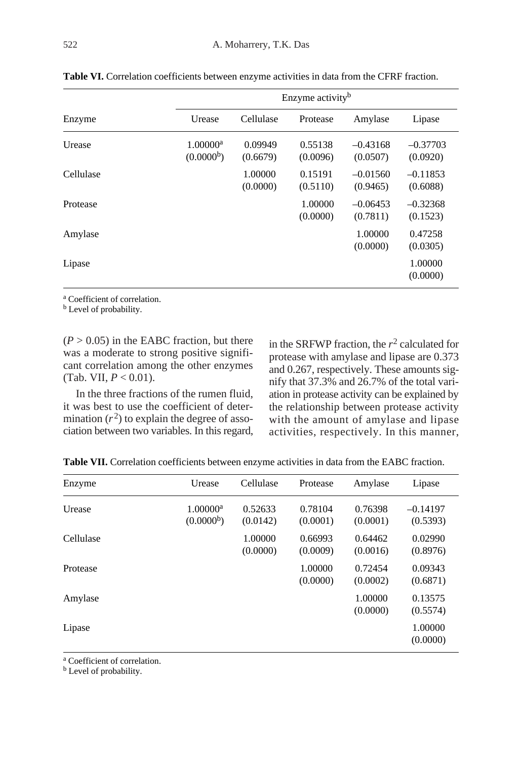**Table VI.** Correlation coefficients between enzyme activities in data from the CFRF fraction.

| Enzyme | Enzyme activity[b] | | | | |
|---|---|---|---|---|---|
| | Urease | Cellulase | Protease | Amylase | Lipase |
| Urease | 1.00000[a] (0.0000[b]) | 0.09949 (0.6679) | 0.55138 (0.0096) | –0.43168 (0.0507) | –0.37703 (0.0920) |
| Cellulase | | 1.00000 (0.0000) | 0.15191 (0.5110) | –0.01560 (0.9465) | –0.11853 (0.6088) |
| Protease | | | 1.00000 (0.0000) | –0.06453 (0.7811) | –0.32368 (0.1523) |
| Amylase | | | | 1.00000 (0.0000) | 0.47258 (0.0305) |
| Lipase | | | | | 1.00000 (0.0000) |

[a] Coefficient of correlation.
[b] Level of probability.

($P > 0.05$) in the EABC fraction, but there was a moderate to strong positive significant correlation among the other enzymes (Tab. VII, $P < 0.01$).

In the three fractions of the rumen fluid, it was best to use the coefficient of determination ($r^2$) to explain the degree of association between two variables. In this regard, in the SRFWP fraction, the $r^2$ calculated for protease with amylase and lipase are 0.373 and 0.267, respectively. These amounts signify that 37.3% and 26.7% of the total variation in protease activity can be explained by the relationship between protease activity with the amount of amylase and lipase activities, respectively. In this manner,

**Table VII.** Correlation coefficients between enzyme activities in data from the EABC fraction.

| Enzyme | Urease | Cellulase | Protease | Amylase | Lipase |
|---|---|---|---|---|---|
| Urease | 1.00000[a] (0.0000[b]) | 0.52633 (0.0142) | 0.78104 (0.0001) | 0.76398 (0.0001) | –0.14197 (0.5393) |
| Cellulase | | 1.00000 (0.0000) | 0.66993 (0.0009) | 0.64462 (0.0016) | 0.02990 (0.8976) |
| Protease | | | 1.00000 (0.0000) | 0.72454 (0.0002) | 0.09343 (0.6871) |
| Amylase | | | | 1.00000 (0.0000) | 0.13575 (0.5574) |
| Lipase | | | | | 1.00000 (0.0000) |

[a] Coefficient of correlation.
[b] Level of probability.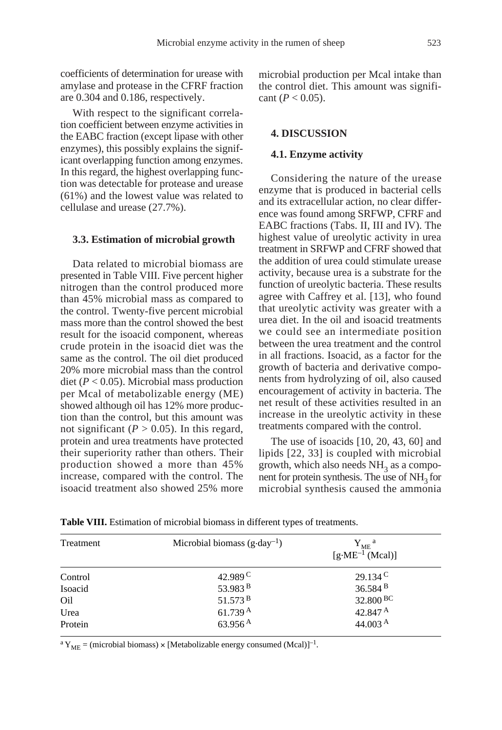coefficients of determination for urease with amylase and protease in the CFRF fraction are 0.304 and 0.186, respectively.

With respect to the significant correlation coefficient between enzyme activities in the EABC fraction (except lipase with other enzymes), this possibly explains the significant overlapping function among enzymes. In this regard, the highest overlapping function was detectable for protease and urease (61%) and the lowest value was related to cellulase and urease (27.7%).

### 3.3. Estimation of microbial growth

Data related to microbial biomass are presented in Table VIII. Five percent higher nitrogen than the control produced more than 45% microbial mass as compared to the control. Twenty-five percent microbial mass more than the control showed the best result for the isoacid component, whereas crude protein in the isoacid diet was the same as the control. The oil diet produced 20% more microbial mass than the control diet ($P < 0.05$). Microbial mass production per Mcal of metabolizable energy (ME) showed although oil has 12% more production than the control, but this amount was not significant ($P > 0.05$). In this regard, protein and urea treatments have protected their superiority rather than others. Their production showed a more than 45% increase, compared with the control. The isoacid treatment also showed 25% more microbial production per Mcal intake than the control diet. This amount was significant ($P < 0.05$).

## 4. DISCUSSION

### 4.1. Enzyme activity

Considering the nature of the urease enzyme that is produced in bacterial cells and its extracellular action, no clear difference was found among SRFWP, CFRF and EABC fractions (Tabs. II, III and IV). The highest value of ureolytic activity in urea treatment in SRFWP and CFRF showed that the addition of urea could stimulate urease activity, because urea is a substrate for the function of ureolytic bacteria. These results agree with Caffrey et al. [13], who found that ureolytic activity was greater with a urea diet. In the oil and isoacid treatments we could see an intermediate position between the urea treatment and the control in all fractions. Isoacid, as a factor for the growth of bacteria and derivative components from hydrolyzing of oil, also caused encouragement of activity in bacteria. The net result of these activities resulted in an increase in the ureolytic activity in these treatments compared with the control.

The use of isoacids [10, 20, 43, 60] and lipids [22, 33] is coupled with microbial growth, which also needs $NH_3$ as a component for protein synthesis. The use of $NH_3$ for microbial synthesis caused the ammonia

**Table VIII.** Estimation of microbial biomass in different types of treatments.

| Treatment | Microbial biomass ($g \cdot day^{-1}$) | $Y_{ME}$ [a] [$g \cdot ME^{-1}$ (Mcal)] |
|---|---|---|
| Control | 42.989 [C] | 29.134 [C] |
| Isoacid | 53.983 [B] | 36.584 [B] |
| Oil | 51.573 [B] | 32.800 [BC] |
| Urea | 61.739 [A] | 42.847 [A] |
| Protein | 63.956 [A] | 44.003 [A] |

[a] $Y_{ME}$ = (microbial biomass) × [Metabolizable energy consumed (Mcal)]$^{-1}$.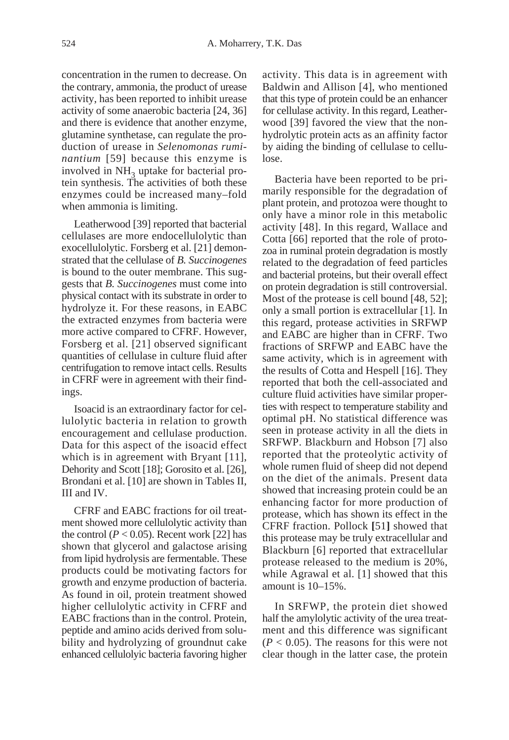concentration in the rumen to decrease. On the contrary, ammonia, the product of urease activity, has been reported to inhibit urease activity of some anaerobic bacteria [24, 36] and there is evidence that another enzyme, glutamine synthetase, can regulate the production of urease in *Selenomonas ruminantium* [59] because this enzyme is involved in $NH_3$ uptake for bacterial protein synthesis. The activities of both these enzymes could be increased many–fold when ammonia is limiting.

Leatherwood [39] reported that bacterial cellulases are more endocellulolytic than exocellulolytic. Forsberg et al. [21] demonstrated that the cellulase of *B. Succinogenes* is bound to the outer membrane. This suggests that *B. Succinogenes* must come into physical contact with its substrate in order to hydrolyze it. For these reasons, in EABC the extracted enzymes from bacteria were more active compared to CFRF. However, Forsberg et al. [21] observed significant quantities of cellulase in culture fluid after centrifugation to remove intact cells. Results in CFRF were in agreement with their findings.

Isoacid is an extraordinary factor for cellulolytic bacteria in relation to growth encouragement and cellulase production. Data for this aspect of the isoacid effect which is in agreement with Bryant [11], Dehority and Scott [18]; Gorosito et al. [26], Brondani et al. [10] are shown in Tables II, III and IV.

CFRF and EABC fractions for oil treatment showed more cellulolytic activity than the control ($P < 0.05$). Recent work [22] has shown that glycerol and galactose arising from lipid hydrolysis are fermentable. These products could be motivating factors for growth and enzyme production of bacteria. As found in oil, protein treatment showed higher cellulolytic activity in CFRF and EABC fractions than in the control. Protein, peptide and amino acids derived from solubility and hydrolyzing of groundnut cake enhanced cellulolyic bacteria favoring higher activity. This data is in agreement with Baldwin and Allison [4], who mentioned that this type of protein could be an enhancer for cellulase activity. In this regard, Leatherwood [39] favored the view that the nonhydrolytic protein acts as an affinity factor by aiding the binding of cellulase to cellulose.

Bacteria have been reported to be primarily responsible for the degradation of plant protein, and protozoa were thought to only have a minor role in this metabolic activity [48]. In this regard, Wallace and Cotta [66] reported that the role of protozoa in ruminal protein degradation is mostly related to the degradation of feed particles and bacterial proteins, but their overall effect on protein degradation is still controversial. Most of the protease is cell bound [48, 52]; only a small portion is extracellular [1]. In this regard, protease activities in SRFWP and EABC are higher than in CFRF. Two fractions of SRFWP and EABC have the same activity, which is in agreement with the results of Cotta and Hespell [16]. They reported that both the cell-associated and culture fluid activities have similar properties with respect to temperature stability and optimal pH. No statistical difference was seen in protease activity in all the diets in SRFWP. Blackburn and Hobson [7] also reported that the proteolytic activity of whole rumen fluid of sheep did not depend on the diet of the animals. Present data showed that increasing protein could be an enhancing factor for more production of protease, which has shown its effect in the CFRF fraction. Pollock [51] showed that this protease may be truly extracellular and Blackburn [6] reported that extracellular protease released to the medium is 20%, while Agrawal et al. [1] showed that this amount is 10–15%.

In SRFWP, the protein diet showed half the amylolytic activity of the urea treatment and this difference was significant ($P < 0.05$). The reasons for this were not clear though in the latter case, the protein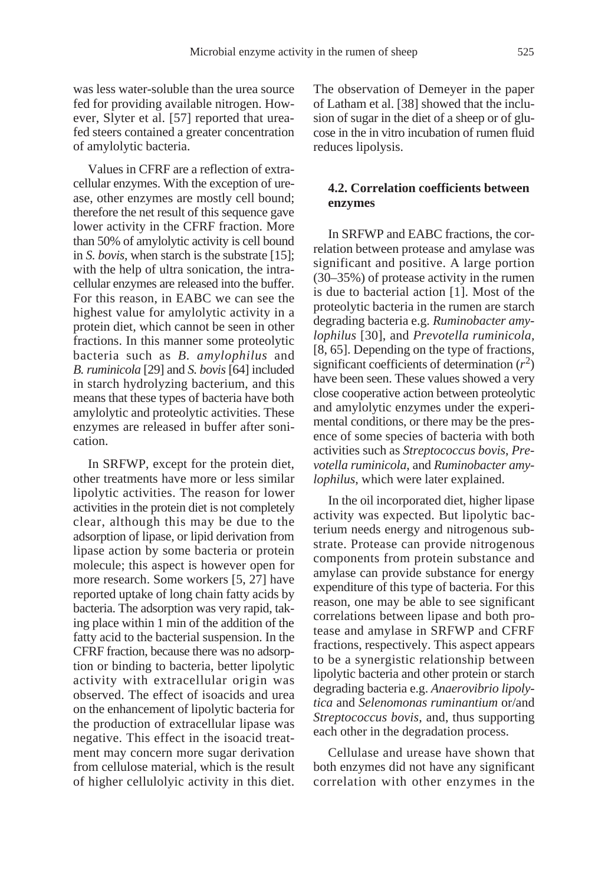was less water-soluble than the urea source fed for providing available nitrogen. However, Slyter et al. [57] reported that urea-fed steers contained a greater concentration of amylolytic bacteria.

Values in CFRF are a reflection of extracellular enzymes. With the exception of urease, other enzymes are mostly cell bound; therefore the net result of this sequence gave lower activity in the CFRF fraction. More than 50% of amylolytic activity is cell bound in *S. bovis*, when starch is the substrate [15]; with the help of ultra sonication, the intracellular enzymes are released into the buffer. For this reason, in EABC we can see the highest value for amylolytic activity in a protein diet, which cannot be seen in other fractions. In this manner some proteolytic bacteria such as *B. amylophilus* and *B. ruminicola* [29] and *S. bovis* [64] included in starch hydrolyzing bacterium, and this means that these types of bacteria have both amylolytic and proteolytic activities. These enzymes are released in buffer after sonication.

In SRFWP, except for the protein diet, other treatments have more or less similar lipolytic activities. The reason for lower activities in the protein diet is not completely clear, although this may be due to the adsorption of lipase, or lipid derivation from lipase action by some bacteria or protein molecule; this aspect is however open for more research. Some workers [5, 27] have reported uptake of long chain fatty acids by bacteria. The adsorption was very rapid, taking place within 1 min of the addition of the fatty acid to the bacterial suspension. In the CFRF fraction, because there was no adsorption or binding to bacteria, better lipolytic activity with extracellular origin was observed. The effect of isoacids and urea on the enhancement of lipolytic bacteria for the production of extracellular lipase was negative. This effect in the isoacid treatment may concern more sugar derivation from cellulose material, which is the result of higher cellulolyic activity in this diet. The observation of Demeyer in the paper of Latham et al. [38] showed that the inclusion of sugar in the diet of a sheep or of glucose in the in vitro incubation of rumen fluid reduces lipolysis.

### 4.2. Correlation coefficients between enzymes

In SRFWP and EABC fractions, the correlation between protease and amylase was significant and positive. A large portion (30–35%) of protease activity in the rumen is due to bacterial action [1]. Most of the proteolytic bacteria in the rumen are starch degrading bacteria e.g. *Ruminobacter amylophilus* [30], and *Prevotella ruminicola,* [8, 65]. Depending on the type of fractions, significant coefficients of determination ($r^2$) have been seen. These values showed a very close cooperative action between proteolytic and amylolytic enzymes under the experimental conditions, or there may be the presence of some species of bacteria with both activities such as *Streptococcus bovis*, *Prevotella ruminicola*, and *Ruminobacter amylophilus*, which were later explained.

In the oil incorporated diet, higher lipase activity was expected. But lipolytic bacterium needs energy and nitrogenous substrate. Protease can provide nitrogenous components from protein substance and amylase can provide substance for energy expenditure of this type of bacteria. For this reason, one may be able to see significant correlations between lipase and both protease and amylase in SRFWP and CFRF fractions, respectively. This aspect appears to be a synergistic relationship between lipolytic bacteria and other protein or starch degrading bacteria e.g. *Anaerovibrio lipolytica* and *Selenomonas ruminantium* or/and *Streptococcus bovis*, and, thus supporting each other in the degradation process.

Cellulase and urease have shown that both enzymes did not have any significant correlation with other enzymes in the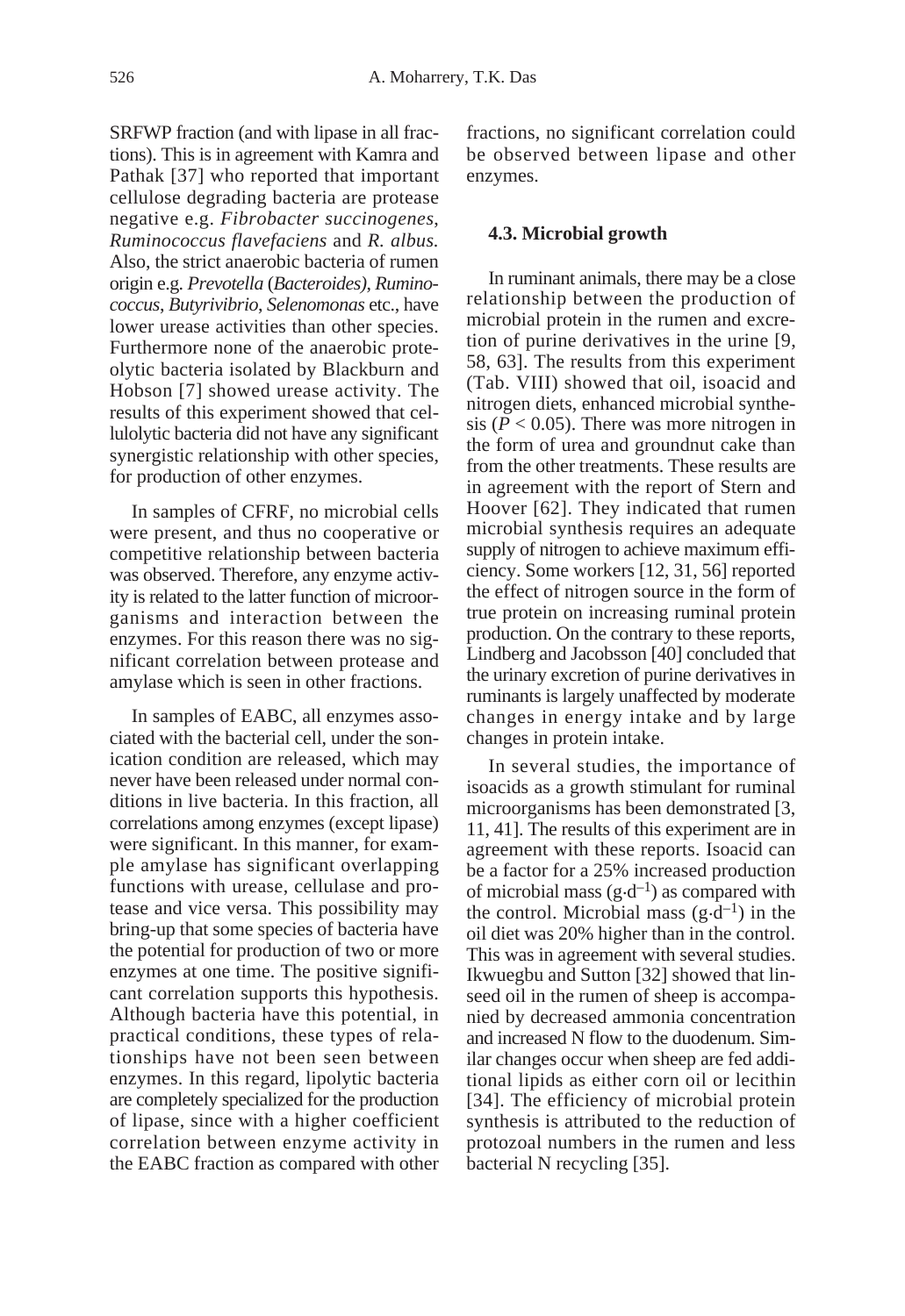SRFWP fraction (and with lipase in all fractions). This is in agreement with Kamra and Pathak [37] who reported that important cellulose degrading bacteria are protease negative e.g. *Fibrobacter succinogenes*, *Ruminococcus flavefaciens* and *R. albus*. Also, the strict anaerobic bacteria of rumen origin e.g. *Prevotella* (*Bacteroides*), *Ruminococcus*, *Butyrivibrio*, *Selenomonas* etc., have lower urease activities than other species. Furthermore none of the anaerobic proteolytic bacteria isolated by Blackburn and Hobson [7] showed urease activity. The results of this experiment showed that cellulolytic bacteria did not have any significant synergistic relationship with other species, for production of other enzymes.

In samples of CFRF, no microbial cells were present, and thus no cooperative or competitive relationship between bacteria was observed. Therefore, any enzyme activity is related to the latter function of microorganisms and interaction between the enzymes. For this reason there was no significant correlation between protease and amylase which is seen in other fractions.

In samples of EABC, all enzymes associated with the bacterial cell, under the sonication condition are released, which may never have been released under normal conditions in live bacteria. In this fraction, all correlations among enzymes (except lipase) were significant. In this manner, for example amylase has significant overlapping functions with urease, cellulase and protease and vice versa. This possibility may bring-up that some species of bacteria have the potential for production of two or more enzymes at one time. The positive significant correlation supports this hypothesis. Although bacteria have this potential, in practical conditions, these types of relationships have not been seen between enzymes. In this regard, lipolytic bacteria are completely specialized for the production of lipase, since with a higher coefficient correlation between enzyme activity in the EABC fraction as compared with other fractions, no significant correlation could be observed between lipase and other enzymes.

### 4.3. Microbial growth

In ruminant animals, there may be a close relationship between the production of microbial protein in the rumen and excretion of purine derivatives in the urine [9, 58, 63]. The results from this experiment (Tab. VIII) showed that oil, isoacid and nitrogen diets, enhanced microbial synthesis ($P < 0.05$). There was more nitrogen in the form of urea and groundnut cake than from the other treatments. These results are in agreement with the report of Stern and Hoover [62]. They indicated that rumen microbial synthesis requires an adequate supply of nitrogen to achieve maximum efficiency. Some workers [12, 31, 56] reported the effect of nitrogen source in the form of true protein on increasing ruminal protein production. On the contrary to these reports, Lindberg and Jacobsson [40] concluded that the urinary excretion of purine derivatives in ruminants is largely unaffected by moderate changes in energy intake and by large changes in protein intake.

In several studies, the importance of isoacids as a growth stimulant for ruminal microorganisms has been demonstrated [3, 11, 41]. The results of this experiment are in agreement with these reports. Isoacid can be a factor for a 25% increased production of microbial mass ($g \cdot d^{-1}$) as compared with the control. Microbial mass ($g \cdot d^{-1}$) in the oil diet was 20% higher than in the control. This was in agreement with several studies. Ikwuegbu and Sutton [32] showed that linseed oil in the rumen of sheep is accompanied by decreased ammonia concentration and increased N flow to the duodenum. Similar changes occur when sheep are fed additional lipids as either corn oil or lecithin [34]. The efficiency of microbial protein synthesis is attributed to the reduction of protozoal numbers in the rumen and less bacterial N recycling [35].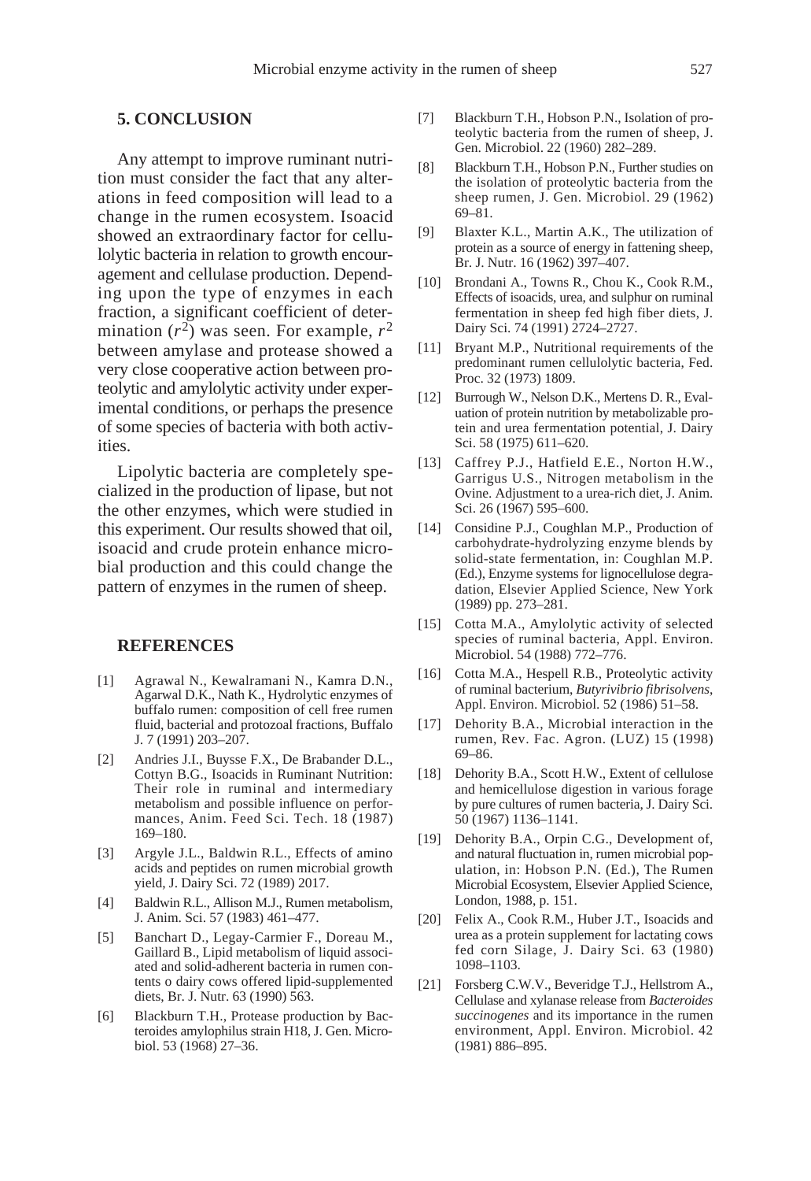## 5. CONCLUSION

Any attempt to improve ruminant nutrition must consider the fact that any alterations in feed composition will lead to a change in the rumen ecosystem. Isoacid showed an extraordinary factor for cellulolytic bacteria in relation to growth encouragement and cellulase production. Depending upon the type of enzymes in each fraction, a significant coefficient of determination ($r^2$) was seen. For example, $r^2$ between amylase and protease showed a very close cooperative action between proteolytic and amylolytic activity under experimental conditions, or perhaps the presence of some species of bacteria with both activities.

Lipolytic bacteria are completely specialized in the production of lipase, but not the other enzymes, which were studied in this experiment. Our results showed that oil, isoacid and crude protein enhance microbial production and this could change the pattern of enzymes in the rumen of sheep.

## REFERENCES

[1] Agrawal N., Kewalramani N., Kamra D.N., Agarwal D.K., Nath K., Hydrolytic enzymes of buffalo rumen: composition of cell free rumen fluid, bacterial and protozoal fractions, Buffalo J. 7 (1991) 203–207.

[2] Andries J.I., Buysse F.X., De Brabander D.L., Cottyn B.G., Isoacids in Ruminant Nutrition: Their role in ruminal and intermediary metabolism and possible influence on performances, Anim. Feed Sci. Tech. 18 (1987) 169–180.

[3] Argyle J.L., Baldwin R.L., Effects of amino acids and peptides on rumen microbial growth yield, J. Dairy Sci. 72 (1989) 2017.

[4] Baldwin R.L., Allison M.J., Rumen metabolism, J. Anim. Sci. 57 (1983) 461–477.

[5] Banchart D., Legay-Carmier F., Doreau M., Gaillard B., Lipid metabolism of liquid associated and solid-adherent bacteria in rumen contents o dairy cows offered lipid-supplemented diets, Br. J. Nutr. 63 (1990) 563.

[6] Blackburn T.H., Protease production by Bacteroides amylophilus strain H18, J. Gen. Microbiol. 53 (1968) 27–36.

[7] Blackburn T.H., Hobson P.N., Isolation of proteolytic bacteria from the rumen of sheep, J. Gen. Microbiol. 22 (1960) 282–289.

[8] Blackburn T.H., Hobson P.N., Further studies on the isolation of proteolytic bacteria from the sheep rumen, J. Gen. Microbiol. 29 (1962) 69–81.

[9] Blaxter K.L., Martin A.K., The utilization of protein as a source of energy in fattening sheep, Br. J. Nutr. 16 (1962) 397–407.

[10] Brondani A., Towns R., Chou K., Cook R.M., Effects of isoacids, urea, and sulphur on ruminal fermentation in sheep fed high fiber diets, J. Dairy Sci. 74 (1991) 2724–2727.

[11] Bryant M.P., Nutritional requirements of the predominant rumen cellulolytic bacteria, Fed. Proc. 32 (1973) 1809.

[12] Burrough W., Nelson D.K., Mertens D. R., Evaluation of protein nutrition by metabolizable protein and urea fermentation potential, J. Dairy Sci. 58 (1975) 611–620.

[13] Caffrey P.J., Hatfield E.E., Norton H.W., Garrigus U.S., Nitrogen metabolism in the Ovine. Adjustment to a urea-rich diet, J. Anim. Sci. 26 (1967) 595–600.

[14] Considine P.J., Coughlan M.P., Production of carbohydrate-hydrolyzing enzyme blends by solid-state fermentation, in: Coughlan M.P. (Ed.), Enzyme systems for lignocellulose degradation, Elsevier Applied Science, New York (1989) pp. 273–281.

[15] Cotta M.A., Amylolytic activity of selected species of ruminal bacteria, Appl. Environ. Microbiol. 54 (1988) 772–776.

[16] Cotta M.A., Hespell R.B., Proteolytic activity of ruminal bacterium, *Butyrivibrio fibrisolvens*, Appl. Environ. Microbiol. 52 (1986) 51–58.

[17] Dehority B.A., Microbial interaction in the rumen, Rev. Fac. Agron. (LUZ) 15 (1998) 69–86.

[18] Dehority B.A., Scott H.W., Extent of cellulose and hemicellulose digestion in various forage by pure cultures of rumen bacteria, J. Dairy Sci. 50 (1967) 1136–1141.

[19] Dehority B.A., Orpin C.G., Development of, and natural fluctuation in, rumen microbial population, in: Hobson P.N. (Ed.), The Rumen Microbial Ecosystem, Elsevier Applied Science, London, 1988, p. 151.

[20] Felix A., Cook R.M., Huber J.T., Isoacids and urea as a protein supplement for lactating cows fed corn Silage, J. Dairy Sci. 63 (1980) 1098–1103.

[21] Forsberg C.W.V., Beveridge T.J., Hellstrom A., Cellulase and xylanase release from *Bacteroides succinogenes* and its importance in the rumen environment, Appl. Environ. Microbiol. 42 (1981) 886–895.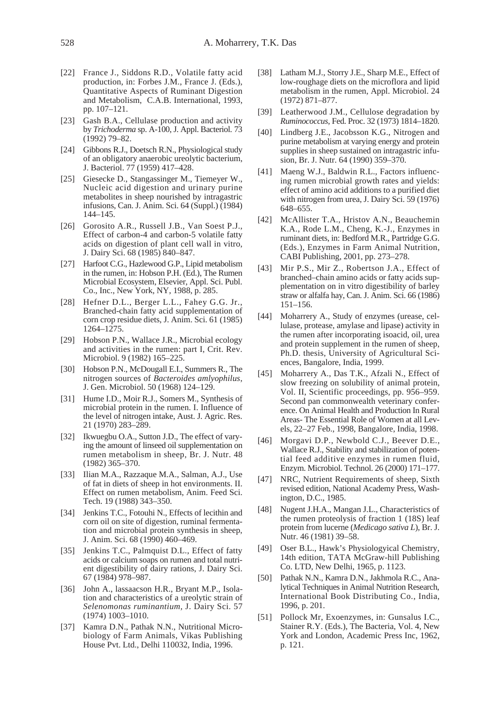[22] France J., Siddons R.D., Volatile fatty acid production, in: Forbes J.M., France J. (Eds.), Quantitative Aspects of Ruminant Digestion and Metabolism, C.A.B. International, 1993, pp. 107–121.

[23] Gash B.A., Cellulase production and activity by *Trichoderma* sp. A-100, J. Appl. Bacteriol. 73 (1992) 79–82.

[24] Gibbons R.J., Doetsch R.N., Physiological study of an obligatory anaerobic ureolytic bacterium, J. Bacteriol. 77 (1959) 417–428.

[25] Giesecke D., Stangassinger M., Tiemeyer W., Nucleic acid digestion and urinary purine metabolites in sheep nourished by intragastric infusions, Can. J. Anim. Sci. 64 (Suppl.) (1984) 144–145.

[26] Gorosito A.R., Russell J.B., Van Soest P.J., Effect of carbon-4 and carbon-5 volatile fatty acids on digestion of plant cell wall in vitro, J. Dairy Sci. 68 (1985) 840–847.

[27] Harfoot C.G., Hazlewood G.P., Lipid metabolism in the rumen, in: Hobson P.H. (Ed.), The Rumen Microbial Ecosystem, Elsevier, Appl. Sci. Publ. Co., Inc., New York, NY, 1988, p. 285.

[28] Hefner D.L., Berger L.L., Fahey G.G. Jr., Branched-chain fatty acid supplementation of corn crop residue diets, J. Anim. Sci. 61 (1985) 1264–1275.

[29] Hobson P.N., Wallace J.R., Microbial ecology and activities in the rumen: part I, Crit. Rev. Microbiol. 9 (1982) 165–225.

[30] Hobson P.N., McDougall E.I., Summers R., The nitrogen sources of *Bacteroides amlyophilus*, J. Gen. Microbiol. 50 (1968) 124–129.

[31] Hume I.D., Moir R.J., Somers M., Synthesis of microbial protein in the rumen. I. Influence of the level of nitrogen intake, Aust. J. Agric. Res. 21 (1970) 283–289.

[32] Ikwuegbu O.A., Sutton J.D., The effect of varying the amount of linseed oil supplementation on rumen metabolism in sheep, Br. J. Nutr. 48 (1982) 365–370.

[33] Ilian M.A., Razzaque M.A., Salman, A.J., Use of fat in diets of sheep in hot environments. II. Effect on rumen metabolism, Anim. Feed Sci. Tech. 19 (1988) 343–350.

[34] Jenkins T.C., Fotouhi N., Effects of lecithin and corn oil on site of digestion, ruminal fermentation and microbial protein synthesis in sheep, J. Anim. Sci. 68 (1990) 460–469.

[35] Jenkins T.C., Palmquist D.L., Effect of fatty acids or calcium soaps on rumen and total nutrient digestibility of dairy rations, J. Dairy Sci. 67 (1984) 978–987.

[36] John A., lassaacson H.R., Bryant M.P., Isolation and characteristics of a ureolytic strain of *Selenomonas ruminantium*, J. Dairy Sci. 57 (1974) 1003–1010.

[37] Kamra D.N., Pathak N.N., Nutritional Microbiology of Farm Animals, Vikas Publishing House Pvt. Ltd., Delhi 110032, India, 1996.

[38] Latham M.J., Storry J.E., Sharp M.E., Effect of low-roughage diets on the microflora and lipid metabolism in the rumen, Appl. Microbiol. 24 (1972) 871–877.

[39] Leatherwood J.M., Cellulose degradation by *Ruminococcus*, Fed. Proc. 32 (1973) 1814–1820.

[40] Lindberg J.E., Jacobsson K.G., Nitrogen and purine metabolism at varying energy and protein supplies in sheep sustained on intragastric infusion, Br. J. Nutr. 64 (1990) 359–370.

[41] Maeng W.J., Baldwin R.L., Factors influencing rumen microbial growth rates and yields: effect of amino acid additions to a purified diet with nitrogen from urea, J. Dairy Sci. 59 (1976) 648–655.

[42] McAllister T.A., Hristov A.N., Beauchemin K.A., Rode L.M., Cheng, K.-J., Enzymes in ruminant diets, in: Bedford M.R., Partridge G.G. (Eds.), Enzymes in Farm Animal Nutrition, CABI Publishing, 2001, pp. 273–278.

[43] Mir P.S., Mir Z., Robertson J.A., Effect of branched–chain amino acids or fatty acids supplementation on in vitro digestibility of barley straw or alfalfa hay, Can. J. Anim. Sci. 66 (1986) 151–156.

[44] Moharrery A., Study of enzymes (urease, cellulase, protease, amylase and lipase) activity in the rumen after incorporating isoacid, oil, urea and protein supplement in the rumen of sheep, Ph.D. thesis, University of Agricultural Sciences, Bangalore, India, 1999.

[45] Moharrery A., Das T.K., Afzali N., Effect of slow freezing on solubility of animal protein, Vol. II, Scientific proceedings, pp. 956–959. Second pan commonwealth veterinary conference. On Animal Health and Production In Rural Areas- The Essential Role of Women at all Levels, 22–27 Feb., 1998, Bangalore, India, 1998.

[46] Morgavi D.P., Newbold C.J., Beever D.E., Wallace R.J., Stability and stabilization of potential feed additive enzymes in rumen fluid, Enzym. Microbiol. Technol. 26 (2000) 171–177.

[47] NRC, Nutrient Requirements of sheep, Sixth revised edition, National Academy Press, Washington, D.C., 1985.

[48] Nugent J.H.A., Mangan J.L., Characteristics of the rumen proteolysis of fraction 1 (18S) leaf protein from lucerne (*Medicago sativa L*), Br. J. Nutr. 46 (1981) 39–58.

[49] Oser B.L., Hawk's Physiologyical Chemistry, 14th edition, TATA McGraw-hill Publishing Co. LTD, New Delhi, 1965, p. 1123.

[50] Pathak N.N., Kamra D.N., Jakhmola R.C., Analytical Techniques in Animal Nutrition Research, International Book Distributing Co., India, 1996, p. 201.

[51] Pollock Mr, Exoenzymes, in: Gunsalus I.C., Stainer R.Y. (Eds.), The Bacteria, Vol. 4, New York and London, Academic Press Inc, 1962, p. 121.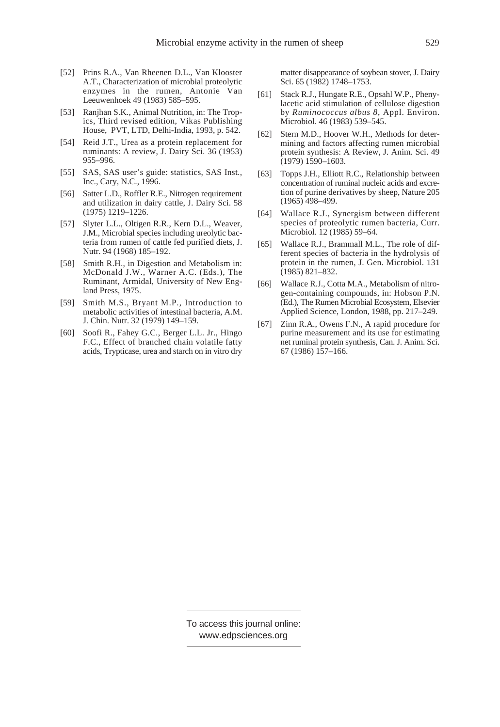[52] Prins R.A., Van Rheenen D.L., Van Klooster A.T., Characterization of microbial proteolytic enzymes in the rumen, Antonie Van Leeuwenhoek 49 (1983) 585–595.

[53] Ranjhan S.K., Animal Nutrition, in: The Tropics, Third revised edition, Vikas Publishing House, PVT, LTD, Delhi-India, 1993, p. 542.

[54] Reid J.T., Urea as a protein replacement for ruminants: A review, J. Dairy Sci. 36 (1953) 955–996.

[55] SAS, SAS user's guide: statistics, SAS Inst., Inc., Cary, N.C., 1996.

[56] Satter L.D., Roffler R.E., Nitrogen requirement and utilization in dairy cattle, J. Dairy Sci. 58 (1975) 1219–1226.

[57] Slyter L.L., Oltigen R.R., Kern D.L., Weaver, J.M., Microbial species including ureolytic bacteria from rumen of cattle fed purified diets, J. Nutr. 94 (1968) 185–192.

[58] Smith R.H., in Digestion and Metabolism in: McDonald J.W., Warner A.C. (Eds.), The Ruminant, Armidal, University of New England Press, 1975.

[59] Smith M.S., Bryant M.P., Introduction to metabolic activities of intestinal bacteria, A.M. J. Chin. Nutr. 32 (1979) 149–159.

[60] Soofi R., Fahey G.C., Berger L.L. Jr., Hingo F.C., Effect of branched chain volatile fatty acids, Trypticase, urea and starch on in vitro dry matter disappearance of soybean stover, J. Dairy Sci. 65 (1982) 1748–1753.

[61] Stack R.J., Hungate R.E., Opsahl W.P., Phenylacetic acid stimulation of cellulose digestion by *Ruminococcus albus 8*, Appl. Environ. Microbiol. 46 (1983) 539–545.

[62] Stern M.D., Hoover W.H., Methods for determining and factors affecting rumen microbial protein synthesis: A Review, J. Anim. Sci. 49 (1979) 1590–1603.

[63] Topps J.H., Elliott R.C., Relationship between concentration of ruminal nucleic acids and excretion of purine derivatives by sheep, Nature 205 (1965) 498–499.

[64] Wallace R.J., Synergism between different species of proteolytic rumen bacteria, Curr. Microbiol. 12 (1985) 59–64.

[65] Wallace R.J., Brammall M.L., The role of different species of bacteria in the hydrolysis of protein in the rumen, J. Gen. Microbiol. 131 (1985) 821–832.

[66] Wallace R.J., Cotta M.A., Metabolism of nitrogen-containing compounds, in: Hobson P.N. (Ed.), The Rumen Microbial Ecosystem, Elsevier Applied Science, London, 1988, pp. 217–249.

[67] Zinn R.A., Owens F.N., A rapid procedure for purine measurement and its use for estimating net ruminal protein synthesis, Can. J. Anim. Sci. 67 (1986) 157–166.

To access this journal online:
www.edpsciences.org